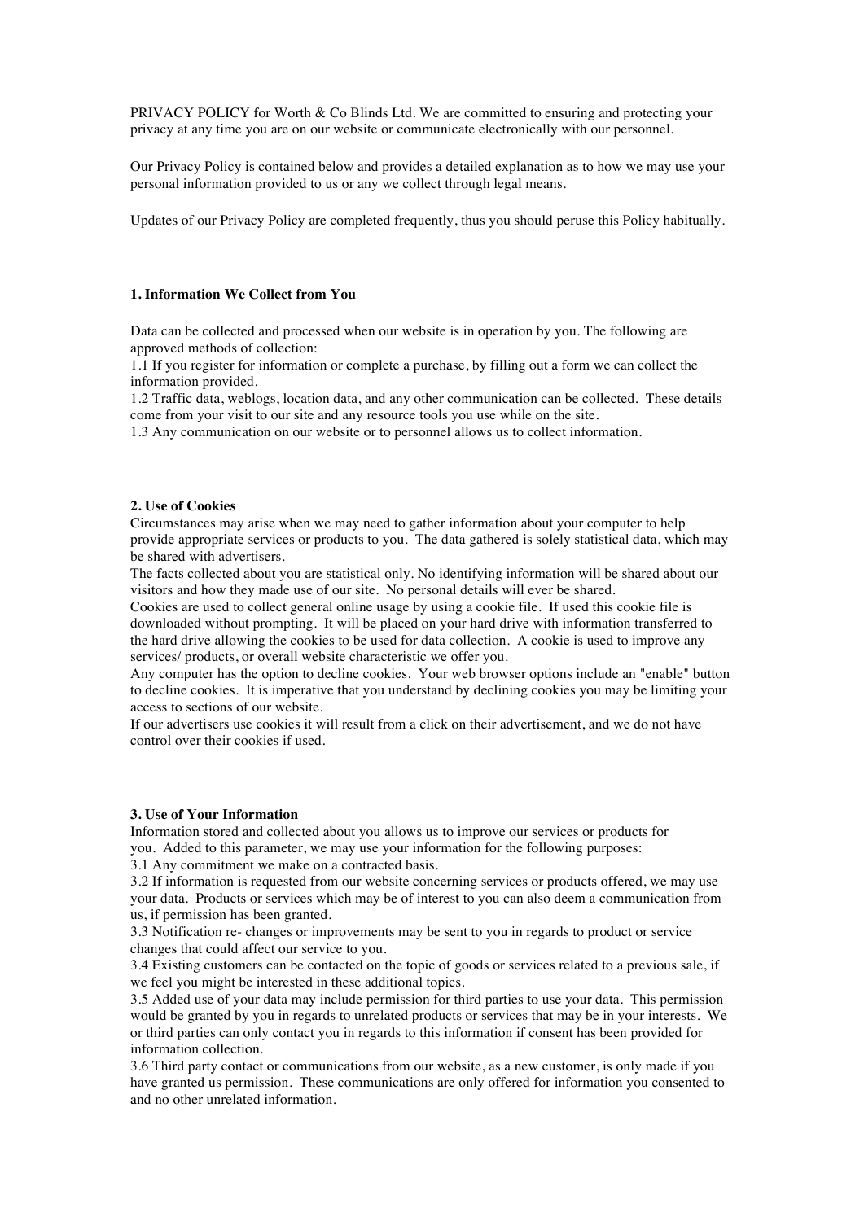PRIVACY POLICY for Worth & Co Blinds Ltd. We are committed to ensuring and protecting your privacy at any time you are on our website or communicate electronically with our personnel.

Our Privacy Policy is contained below and provides a detailed explanation as to how we may use your personal information provided to us or any we collect through legal means.

Updates of our Privacy Policy are completed frequently, thus you should peruse this Policy habitually.

**1. Information We Collect from You**

Data can be collected and processed when our website is in operation by you. The following are approved methods of collection:

1.1 If you register for information or complete a purchase, by filling out a form we can collect the information provided.

1.2 Traffic data, weblogs, location data, and any other communication can be collected. These details come from your visit to our site and any resource tools you use while on the site.

1.3 Any communication on our website or to personnel allows us to collect information.

**2. Use of Cookies**

Circumstances may arise when we may need to gather information about your computer to help provide appropriate services or products to you. The data gathered is solely statistical data, which may be shared with advertisers.

The facts collected about you are statistical only. No identifying information will be shared about our visitors and how they made use of our site. No personal details will ever be shared.

Cookies are used to collect general online usage by using a cookie file. If used this cookie file is downloaded without prompting. It will be placed on your hard drive with information transferred to the hard drive allowing the cookies to be used for data collection. A cookie is used to improve any services/ products, or overall website characteristic we offer you.

Any computer has the option to decline cookies. Your web browser options include an "enable" button to decline cookies. It is imperative that you understand by declining cookies you may be limiting your access to sections of our website.

If our advertisers use cookies it will result from a click on their advertisement, and we do not have control over their cookies if used.

**3. Use of Your Information**

Information stored and collected about you allows us to improve our services or products for you. Added to this parameter, we may use your information for the following purposes:

3.1 Any commitment we make on a contracted basis.

3.2 If information is requested from our website concerning services or products offered, we may use your data. Products or services which may be of interest to you can also deem a communication from us, if permission has been granted.

3.3 Notification re- changes or improvements may be sent to you in regards to product or service changes that could affect our service to you.

3.4 Existing customers can be contacted on the topic of goods or services related to a previous sale, if we feel you might be interested in these additional topics.

3.5 Added use of your data may include permission for third parties to use your data. This permission would be granted by you in regards to unrelated products or services that may be in your interests. We or third parties can only contact you in regards to this information if consent has been provided for information collection.

3.6 Third party contact or communications from our website, as a new customer, is only made if you have granted us permission. These communications are only offered for information you consented to and no other unrelated information.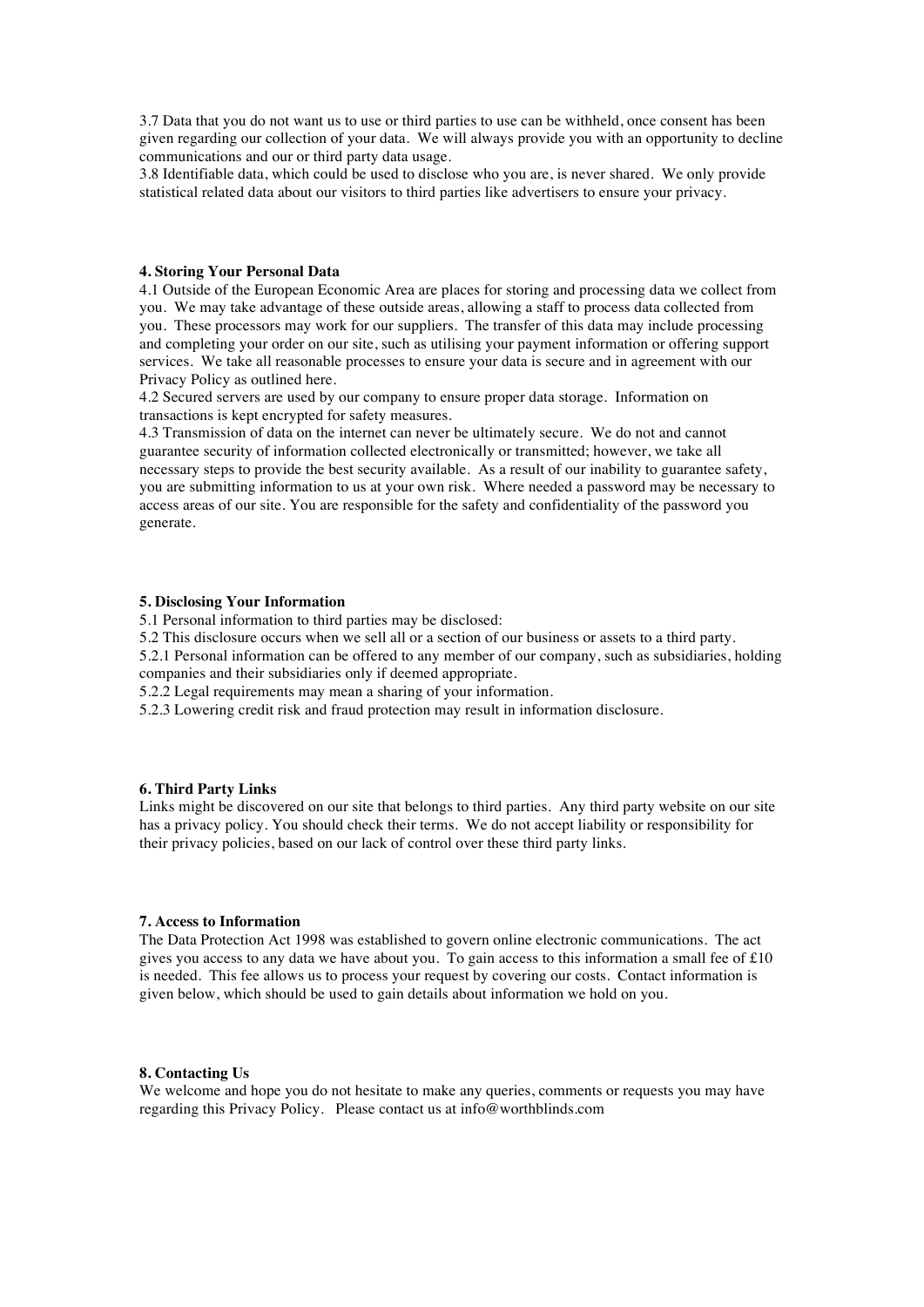3.7 Data that you do not want us to use or third parties to use can be withheld, once consent has been given regarding our collection of your data. We will always provide you with an opportunity to decline communications and our or third party data usage.
3.8 Identifiable data, which could be used to disclose who you are, is never shared. We only provide statistical related data about our visitors to third parties like advertisers to ensure your privacy.

**4. Storing Your Personal Data**

4.1 Outside of the European Economic Area are places for storing and processing data we collect from you. We may take advantage of these outside areas, allowing a staff to process data collected from you. These processors may work for our suppliers. The transfer of this data may include processing and completing your order on our site, such as utilising your payment information or offering support services. We take all reasonable processes to ensure your data is secure and in agreement with our Privacy Policy as outlined here.
4.2 Secured servers are used by our company to ensure proper data storage. Information on transactions is kept encrypted for safety measures.
4.3 Transmission of data on the internet can never be ultimately secure. We do not and cannot guarantee security of information collected electronically or transmitted; however, we take all necessary steps to provide the best security available. As a result of our inability to guarantee safety, you are submitting information to us at your own risk. Where needed a password may be necessary to access areas of our site. You are responsible for the safety and confidentiality of the password you generate.

**5. Disclosing Your Information**

5.1 Personal information to third parties may be disclosed:
5.2 This disclosure occurs when we sell all or a section of our business or assets to a third party.
5.2.1 Personal information can be offered to any member of our company, such as subsidiaries, holding companies and their subsidiaries only if deemed appropriate.
5.2.2 Legal requirements may mean a sharing of your information.
5.2.3 Lowering credit risk and fraud protection may result in information disclosure.

**6. Third Party Links**

Links might be discovered on our site that belongs to third parties. Any third party website on our site has a privacy policy. You should check their terms. We do not accept liability or responsibility for their privacy policies, based on our lack of control over these third party links.

**7. Access to Information**

The Data Protection Act 1998 was established to govern online electronic communications. The act gives you access to any data we have about you. To gain access to this information a small fee of £10 is needed. This fee allows us to process your request by covering our costs. Contact information is given below, which should be used to gain details about information we hold on you.

**8. Contacting Us**

We welcome and hope you do not hesitate to make any queries, comments or requests you may have regarding this Privacy Policy. Please contact us at info@worthblinds.com